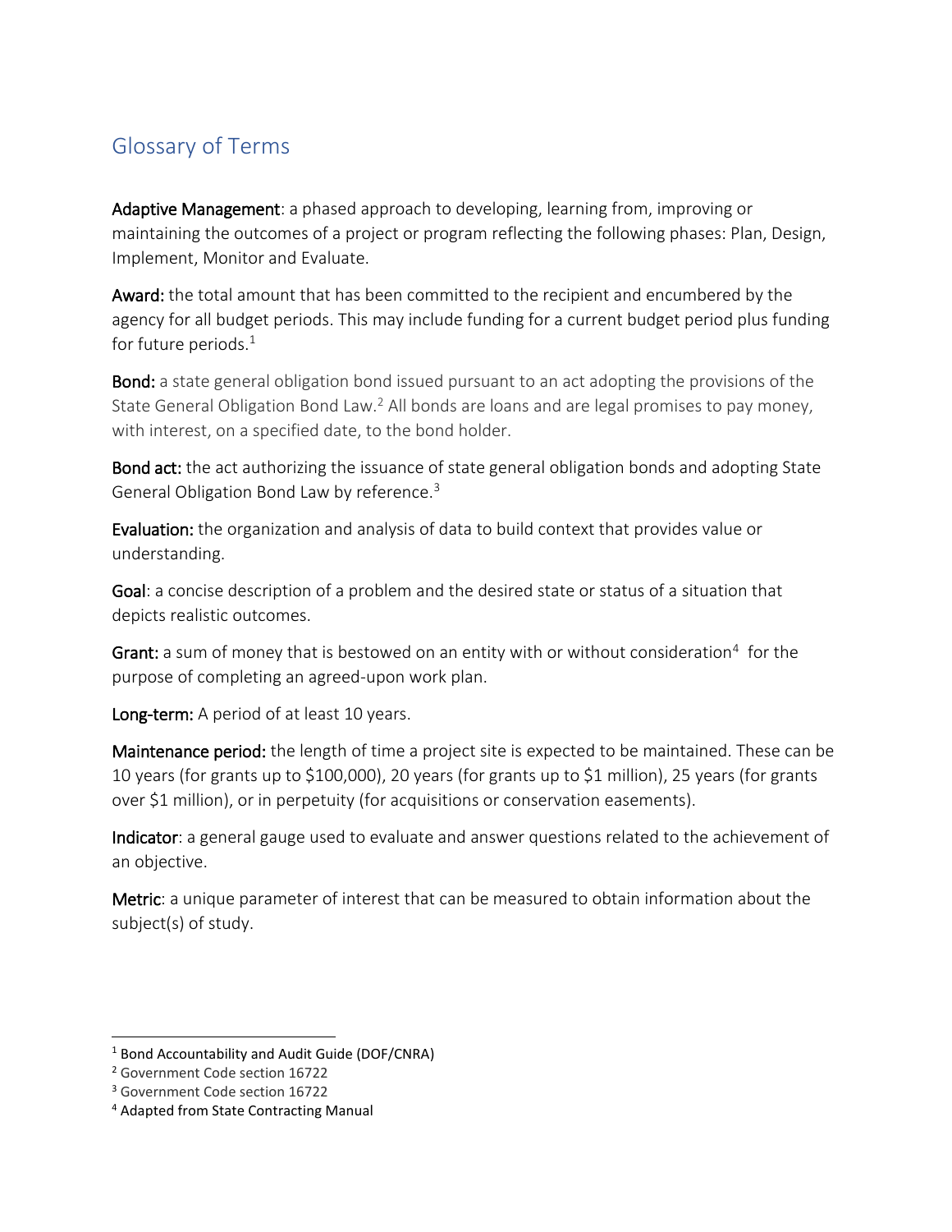## Glossary of Terms

**Adaptive Management**: a phased approach to developing, learning from, improving or maintaining the outcomes of a project or program reflecting the following phases: Plan, Design, Implement, Monitor and Evaluate.

**Award:** the total amount that has been committed to the recipient and encumbered by the agency for all budget periods. This may include funding for a current budget period plus funding for future periods.[1]

**Bond:** a state general obligation bond issued pursuant to an act adopting the provisions of the State General Obligation Bond Law.[2] All bonds are loans and are legal promises to pay money, with interest, on a specified date, to the bond holder.

**Bond act:** the act authorizing the issuance of state general obligation bonds and adopting State General Obligation Bond Law by reference.[3]

**Evaluation:** the organization and analysis of data to build context that provides value or understanding.

**Goal**: a concise description of a problem and the desired state or status of a situation that depicts realistic outcomes.

**Grant:** a sum of money that is bestowed on an entity with or without consideration[4] for the purpose of completing an agreed-upon work plan.

**Long-term:** A period of at least 10 years.

**Maintenance period:** the length of time a project site is expected to be maintained. These can be 10 years (for grants up to $100,000), 20 years (for grants up to $1 million), 25 years (for grants over $1 million), or in perpetuity (for acquisitions or conservation easements).

**Indicator**: a general gauge used to evaluate and answer questions related to the achievement of an objective.

**Metric**: a unique parameter of interest that can be measured to obtain information about the subject(s) of study.

---

[1] Bond Accountability and Audit Guide (DOF/CNRA)

[2] Government Code section 16722

[3] Government Code section 16722

[4] Adapted from State Contracting Manual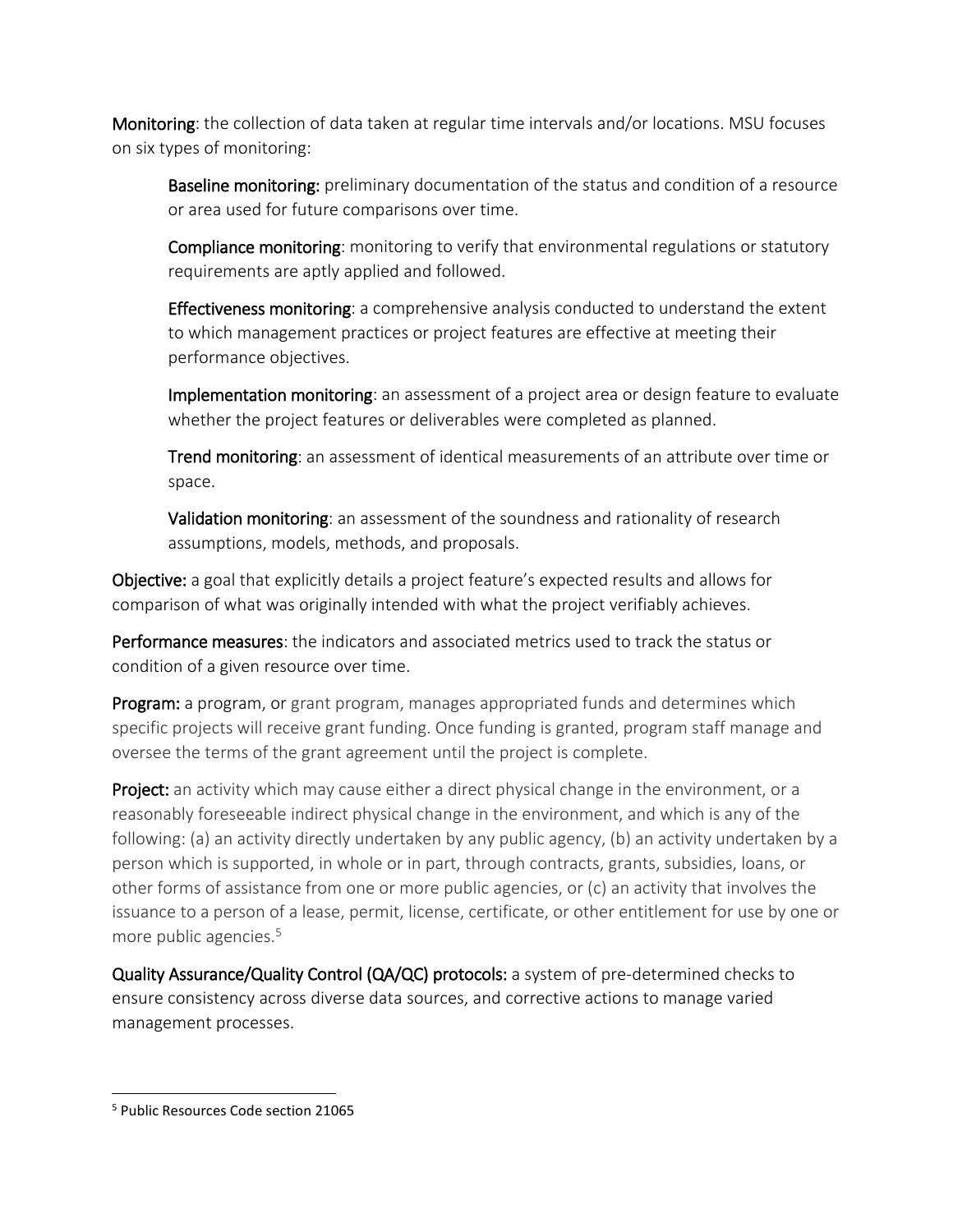**Monitoring**: the collection of data taken at regular time intervals and/or locations. MSU focuses on six types of monitoring:

> **Baseline monitoring:** preliminary documentation of the status and condition of a resource or area used for future comparisons over time.
>
> **Compliance monitoring**: monitoring to verify that environmental regulations or statutory requirements are aptly applied and followed.
>
> **Effectiveness monitoring**: a comprehensive analysis conducted to understand the extent to which management practices or project features are effective at meeting their performance objectives.
>
> **Implementation monitoring**: an assessment of a project area or design feature to evaluate whether the project features or deliverables were completed as planned.
>
> **Trend monitoring**: an assessment of identical measurements of an attribute over time or space.
>
> **Validation monitoring**: an assessment of the soundness and rationality of research assumptions, models, methods, and proposals.

**Objective:** a goal that explicitly details a project feature's expected results and allows for comparison of what was originally intended with what the project verifiably achieves.

**Performance measures**: the indicators and associated metrics used to track the status or condition of a given resource over time.

**Program:** a program, or grant program, manages appropriated funds and determines which specific projects will receive grant funding. Once funding is granted, program staff manage and oversee the terms of the grant agreement until the project is complete.

**Project:** an activity which may cause either a direct physical change in the environment, or a reasonably foreseeable indirect physical change in the environment, and which is any of the following: (a) an activity directly undertaken by any public agency, (b) an activity undertaken by a person which is supported, in whole or in part, through contracts, grants, subsidies, loans, or other forms of assistance from one or more public agencies, or (c) an activity that involves the issuance to a person of a lease, permit, license, certificate, or other entitlement for use by one or more public agencies.[5]

**Quality Assurance/Quality Control (QA/QC) protocols:** a system of pre-determined checks to ensure consistency across diverse data sources, and corrective actions to manage varied management processes.

---

[5] Public Resources Code section 21065